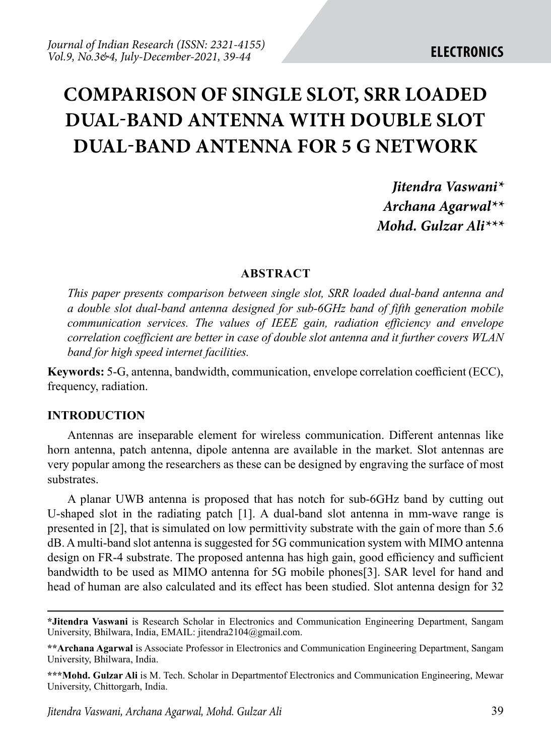# COMPARISON OF SINGLE SLOT, SRR LOADED DUAL-BAND ANTENNA WITH DOUBLE SLOT DUAL-BAND ANTENNA FOR 5 G NETWORK

***Jitendra Vaswani****
***Archana Agarwal*****
***Mohd. Gulzar Ali******

## ABSTRACT

*This paper presents comparison between single slot, SRR loaded dual-band antenna and a double slot dual-band antenna designed for sub-6GHz band of fifth generation mobile communication services. The values of IEEE gain, radiation efficiency and envelope correlation coefficient are better in case of double slot antenna and it further covers WLAN band for high speed internet facilities.*

**Keywords:** 5-G, antenna, bandwidth, communication, envelope correlation coefficient (ECC), frequency, radiation.

## INTRODUCTION

Antennas are inseparable element for wireless communication. Different antennas like horn antenna, patch antenna, dipole antenna are available in the market. Slot antennas are very popular among the researchers as these can be designed by engraving the surface of most substrates.

A planar UWB antenna is proposed that has notch for sub-6GHz band by cutting out U-shaped slot in the radiating patch [1]. A dual-band slot antenna in mm-wave range is presented in [2], that is simulated on low permittivity substrate with the gain of more than 5.6 dB. A multi-band slot antenna is suggested for 5G communication system with MIMO antenna design on FR-4 substrate. The proposed antenna has high gain, good efficiency and sufficient bandwidth to be used as MIMO antenna for 5G mobile phones[3]. SAR level for hand and head of human are also calculated and its effect has been studied. Slot antenna design for 32

---

***Jitendra Vaswani** is Research Scholar in Electronics and Communication Engineering Department, Sangam University, Bhilwara, India, EMAIL: jitendra2104@gmail.com.

****Archana Agarwal** is Associate Professor in Electronics and Communication Engineering Department, Sangam University, Bhilwara, India.

*****Mohd. Gulzar Ali** is M. Tech. Scholar in Departmentof Electronics and Communication Engineering, Mewar University, Chittorgarh, India.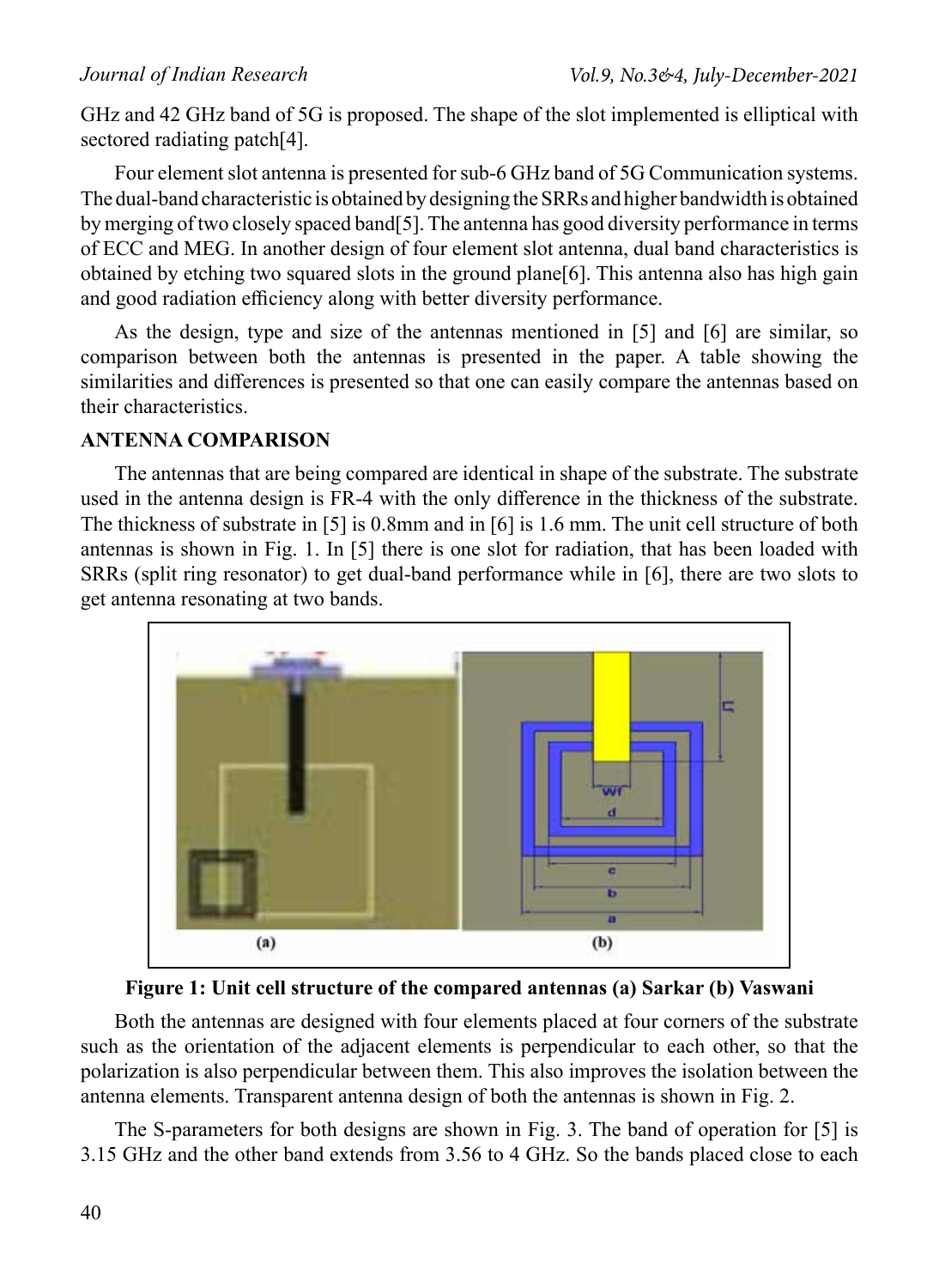GHz and 42 GHz band of 5G is proposed. The shape of the slot implemented is elliptical with sectored radiating patch[4].

Four element slot antenna is presented for sub-6 GHz band of 5G Communication systems. The dual-band characteristic is obtained by designing the SRRs and higher bandwidth is obtained by merging of two closely spaced band[5]. The antenna has good diversity performance in terms of ECC and MEG. In another design of four element slot antenna, dual band characteristics is obtained by etching two squared slots in the ground plane[6]. This antenna also has high gain and good radiation efficiency along with better diversity performance.

As the design, type and size of the antennas mentioned in [5] and [6] are similar, so comparison between both the antennas is presented in the paper. A table showing the similarities and differences is presented so that one can easily compare the antennas based on their characteristics.

## ANTENNA COMPARISON

The antennas that are being compared are identical in shape of the substrate. The substrate used in the antenna design is FR-4 with the only difference in the thickness of the substrate. The thickness of substrate in [5] is 0.8mm and in [6] is 1.6 mm. The unit cell structure of both antennas is shown in Fig. 1. In [5] there is one slot for radiation, that has been loaded with SRRs (split ring resonator) to get dual-band performance while in [6], there are two slots to get antenna resonating at two bands.

**Figure 1: Unit cell structure of the compared antennas (a) Sarkar (b) Vaswani**

Both the antennas are designed with four elements placed at four corners of the substrate such as the orientation of the adjacent elements is perpendicular to each other, so that the polarization is also perpendicular between them. This also improves the isolation between the antenna elements. Transparent antenna design of both the antennas is shown in Fig. 2.

The S-parameters for both designs are shown in Fig. 3. The band of operation for [5] is 3.15 GHz and the other band extends from 3.56 to 4 GHz. So the bands placed close to each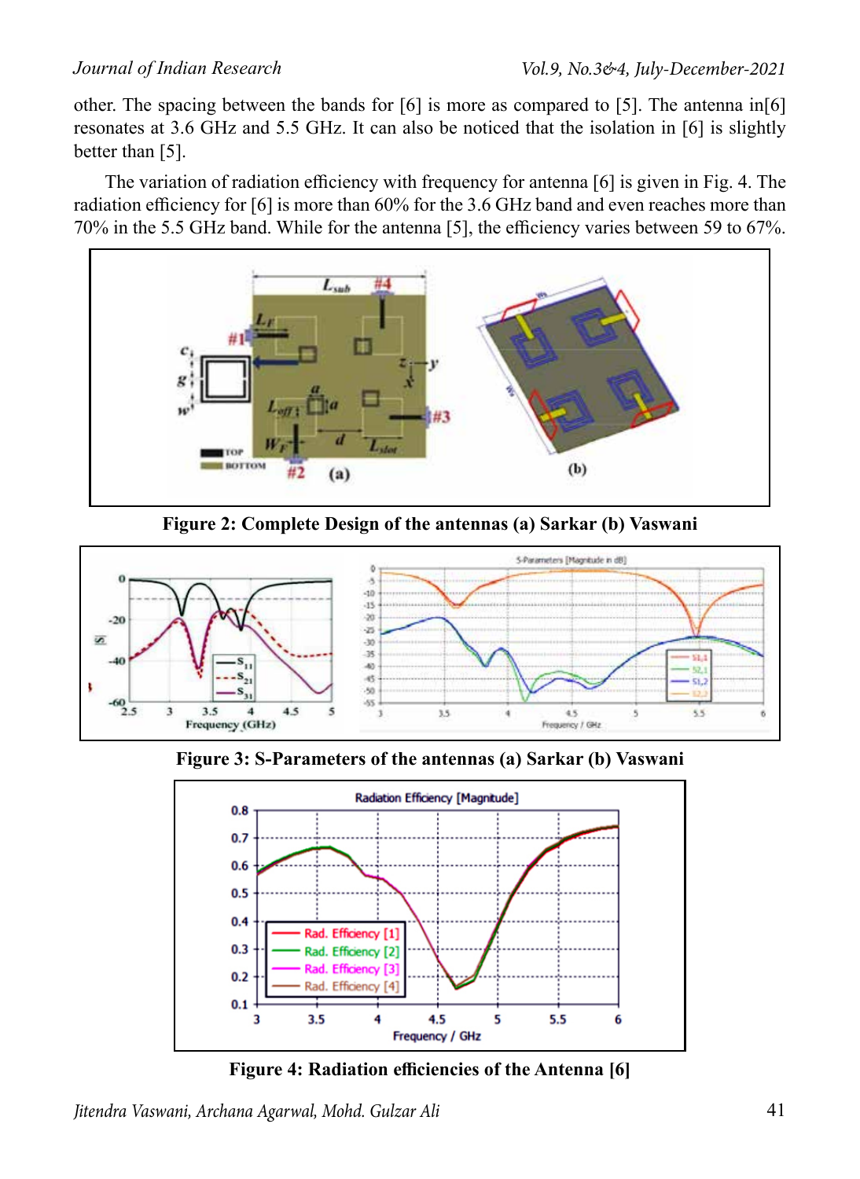other. The spacing between the bands for [6] is more as compared to [5]. The antenna in[6] resonates at 3.6 GHz and 5.5 GHz. It can also be noticed that the isolation in [6] is slightly better than [5].

The variation of radiation efficiency with frequency for antenna [6] is given in Fig. 4. The radiation efficiency for [6] is more than 60% for the 3.6 GHz band and even reaches more than 70% in the 5.5 GHz band. While for the antenna [5], the efficiency varies between 59 to 67%.

**Figure 2: Complete Design of the antennas (a) Sarkar (b) Vaswani**

**Figure 3: S-Parameters of the antennas (a) Sarkar (b) Vaswani**

**Figure 4: Radiation efficiencies of the Antenna [6]**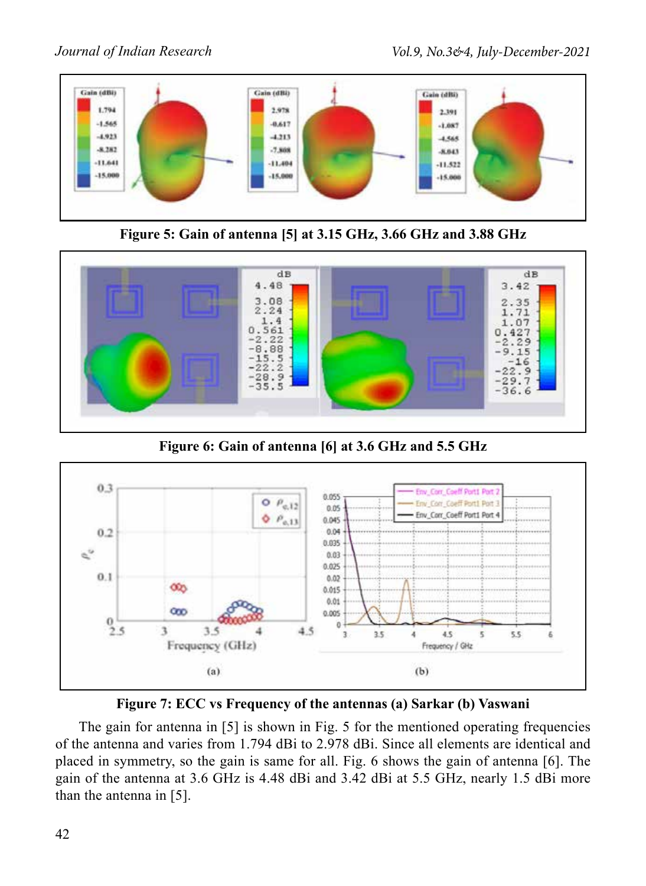Figure 5: Gain of antenna [5] at 3.15 GHz, 3.66 GHz and 3.88 GHz

Figure 6: Gain of antenna [6] at 3.6 GHz and 5.5 GHz

Figure 7: ECC vs Frequency of the antennas (a) Sarkar (b) Vaswani

The gain for antenna in [5] is shown in Fig. 5 for the mentioned operating frequencies of the antenna and varies from 1.794 dBi to 2.978 dBi. Since all elements are identical and placed in symmetry, so the gain is same for all. Fig. 6 shows the gain of antenna [6]. The gain of the antenna at 3.6 GHz is 4.48 dBi and 3.42 dBi at 5.5 GHz, nearly 1.5 dBi more than the antenna in [5].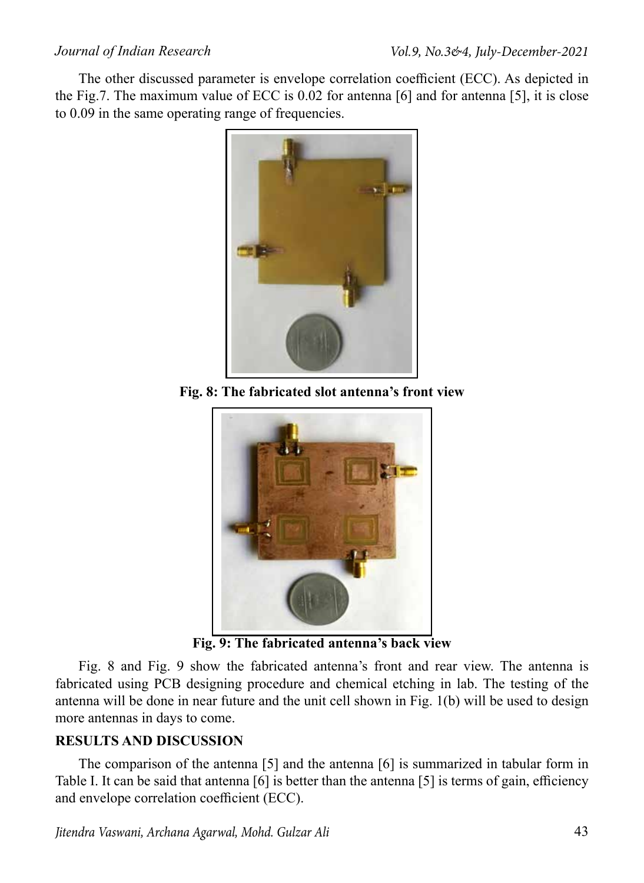The other discussed parameter is envelope correlation coefficient (ECC). As depicted in the Fig.7. The maximum value of ECC is 0.02 for antenna [6] and for antenna [5], it is close to 0.09 in the same operating range of frequencies.

**Fig. 8: The fabricated slot antenna's front view**

**Fig. 9: The fabricated antenna's back view**

Fig. 8 and Fig. 9 show the fabricated antenna's front and rear view. The antenna is fabricated using PCB designing procedure and chemical etching in lab. The testing of the antenna will be done in near future and the unit cell shown in Fig. 1(b) will be used to design more antennas in days to come.

## RESULTS AND DISCUSSION

The comparison of the antenna [5] and the antenna [6] is summarized in tabular form in Table I. It can be said that antenna [6] is better than the antenna [5] is terms of gain, efficiency and envelope correlation coefficient (ECC).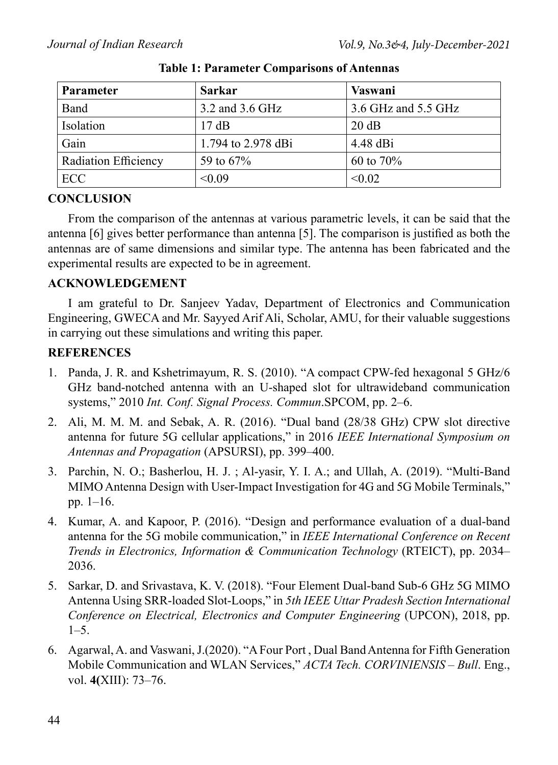**Table 1: Parameter Comparisons of Antennas**

| Parameter | Sarkar | Vaswani |
|---|---|---|
| Band | 3.2 and 3.6 GHz | 3.6 GHz and 5.5 GHz |
| Isolation | 17 dB | 20 dB |
| Gain | 1.794 to 2.978 dBi | 4.48 dBi |
| Radiation Efficiency | 59 to 67% | 60 to 70% |
| ECC | <0.09 | <0.02 |

## CONCLUSION

From the comparison of the antennas at various parametric levels, it can be said that the antenna [6] gives better performance than antenna [5]. The comparison is justified as both the antennas are of same dimensions and similar type. The antenna has been fabricated and the experimental results are expected to be in agreement.

## ACKNOWLEDGEMENT

I am grateful to Dr. Sanjeev Yadav, Department of Electronics and Communication Engineering, GWECA and Mr. Sayyed Arif Ali, Scholar, AMU, for their valuable suggestions in carrying out these simulations and writing this paper.

## REFERENCES

1. Panda, J. R. and Kshetrimayum, R. S. (2010). "A compact CPW-fed hexagonal 5 GHz/6 GHz band-notched antenna with an U-shaped slot for ultrawideband communication systems," 2010 *Int. Conf. Signal Process. Commun*.SPCOM, pp. 2–6.
2. Ali, M. M. M. and Sebak, A. R. (2016). "Dual band (28/38 GHz) CPW slot directive antenna for future 5G cellular applications," in 2016 *IEEE International Symposium on Antennas and Propagation* (APSURSI), pp. 399–400.
3. Parchin, N. O.; Basherlou, H. J. ; Al-yasir, Y. I. A.; and Ullah, A. (2019). "Multi-Band MIMO Antenna Design with User-Impact Investigation for 4G and 5G Mobile Terminals," pp. 1–16.
4. Kumar, A. and Kapoor, P. (2016). "Design and performance evaluation of a dual-band antenna for the 5G mobile communication," in *IEEE International Conference on Recent Trends in Electronics, Information & Communication Technology* (RTEICT), pp. 2034–2036.
5. Sarkar, D. and Srivastava, K. V. (2018). "Four Element Dual-band Sub-6 GHz 5G MIMO Antenna Using SRR-loaded Slot-Loops," in *5th IEEE Uttar Pradesh Section International Conference on Electrical, Electronics and Computer Engineering* (UPCON), 2018, pp. 1–5.
6. Agarwal, A. and Vaswani, J.(2020). "A Four Port , Dual Band Antenna for Fifth Generation Mobile Communication and WLAN Services," *ACTA Tech. CORVINIENSIS – Bull*. Eng., vol. **4(**XIII): 73–76.